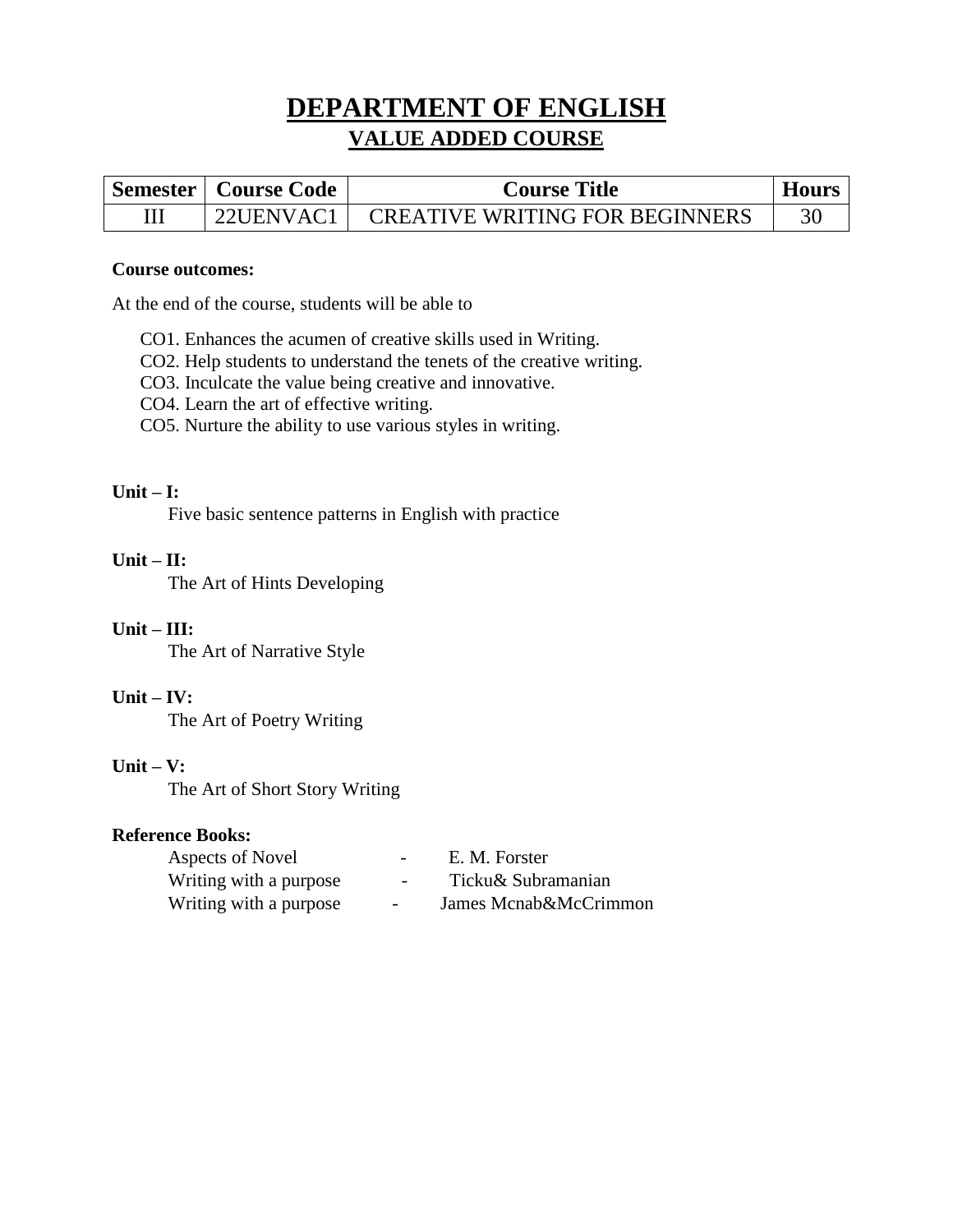# DEPARTMENT OF ENGLISH

## VALUE ADDED COURSE

| Semester | Course Code | Course Title | Hours |
| --- | --- | --- | --- |
| III | 22UENVAC1 | CREATIVE WRITING FOR BEGINNERS | 30 |

**Course outcomes:**

At the end of the course, students will be able to

CO1. Enhances the acumen of creative skills used in Writing.
CO2. Help students to understand the tenets of the creative writing.
CO3. Inculcate the value being creative and innovative.
CO4. Learn the art of effective writing.
CO5. Nurture the ability to use various styles in writing.

**Unit – I:**
Five basic sentence patterns in English with practice

**Unit – II:**
The Art of Hints Developing

**Unit – III:**
The Art of Narrative Style

**Unit – IV:**
The Art of Poetry Writing

**Unit – V:**
The Art of Short Story Writing

**Reference Books:**

Aspects of Novel - E. M. Forster
Writing with a purpose - Ticku& Subramanian
Writing with a purpose - James Mcnab&McCrimmon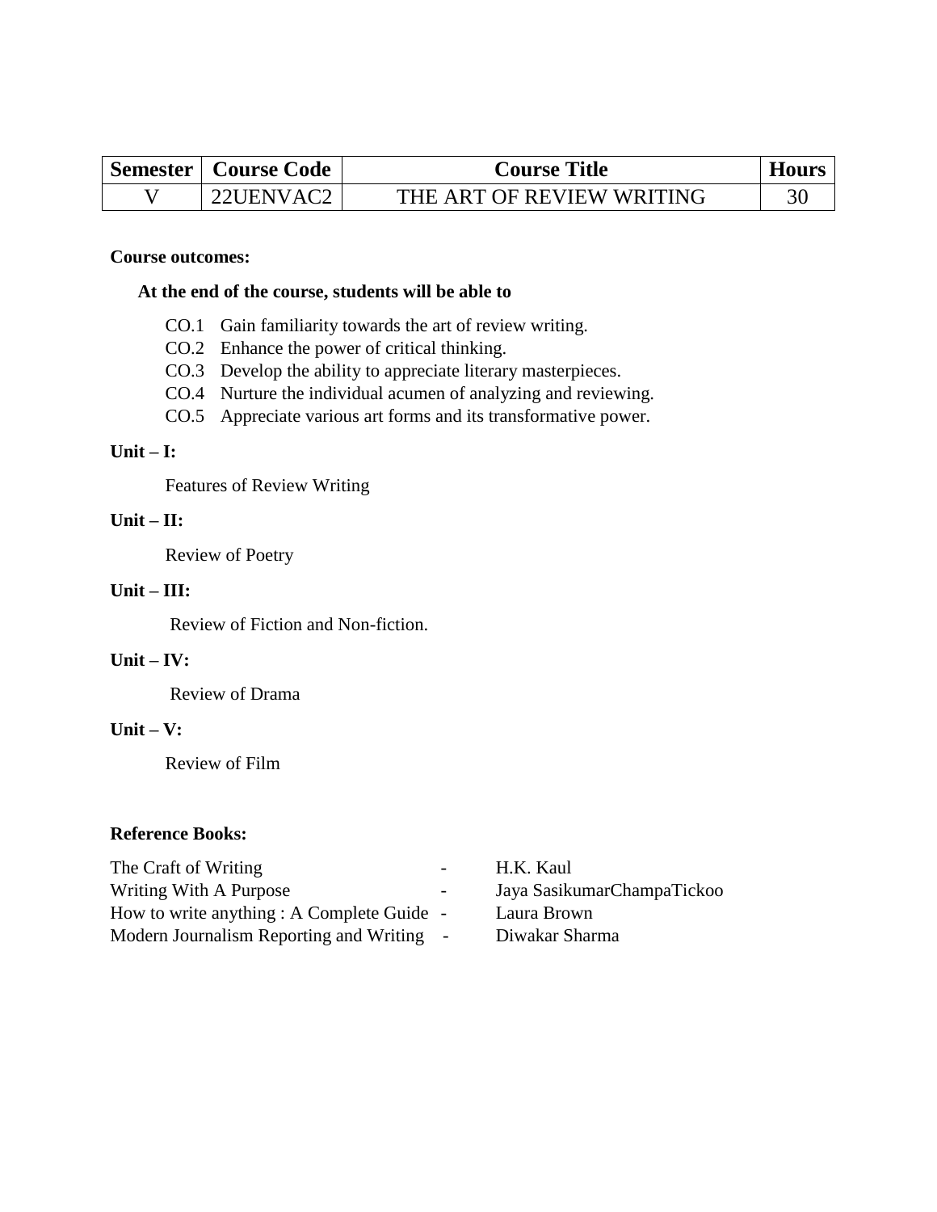| Semester | Course Code | Course Title | Hours |
|---|---|---|---|
| V | 22UENVAC2 | THE ART OF REVIEW WRITING | 30 |

**Course outcomes:**

**At the end of the course, students will be able to**

CO.1 Gain familiarity towards the art of review writing.
CO.2 Enhance the power of critical thinking.
CO.3 Develop the ability to appreciate literary masterpieces.
CO.4 Nurture the individual acumen of analyzing and reviewing.
CO.5 Appreciate various art forms and its transformative power.

**Unit – I:**

Features of Review Writing

**Unit – II:**

Review of Poetry

**Unit – III:**

Review of Fiction and Non-fiction.

**Unit – IV:**

Review of Drama

**Unit – V:**

Review of Film

**Reference Books:**

The Craft of Writing - H.K. Kaul
Writing With A Purpose - Jaya SasikumarChampaTickoo
How to write anything : A Complete Guide - Laura Brown
Modern Journalism Reporting and Writing - Diwakar Sharma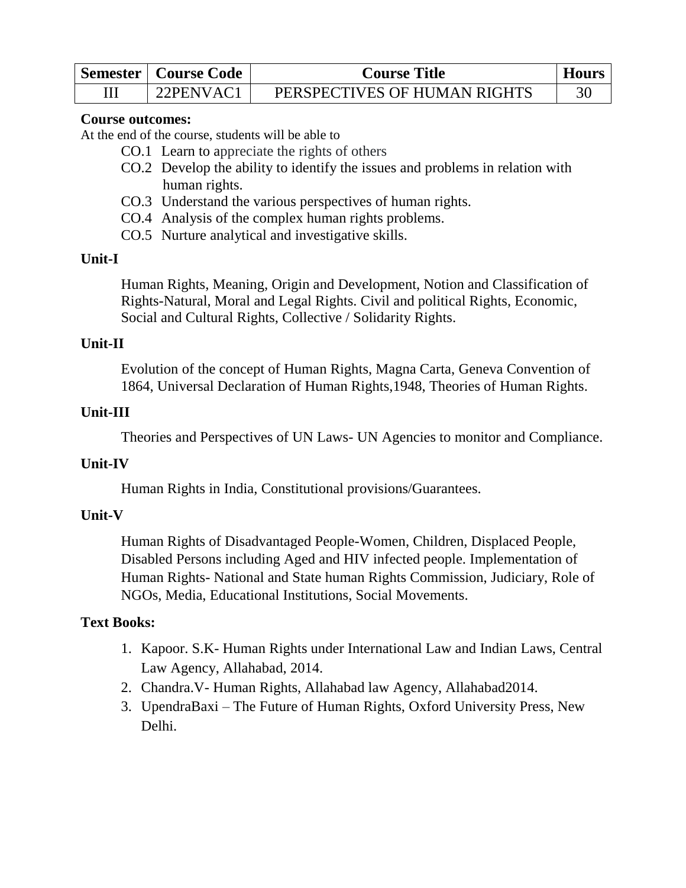| Semester | Course Code | Course Title | Hours |
|---|---|---|---|
| III | 22PENVAC1 | PERSPECTIVES OF HUMAN RIGHTS | 30 |

**Course outcomes:**

At the end of the course, students will be able to

- CO.1 Learn to appreciate the rights of others
- CO.2 Develop the ability to identify the issues and problems in relation with human rights.
- CO.3 Understand the various perspectives of human rights.
- CO.4 Analysis of the complex human rights problems.
- CO.5 Nurture analytical and investigative skills.

**Unit-I**

Human Rights, Meaning, Origin and Development, Notion and Classification of Rights-Natural, Moral and Legal Rights. Civil and political Rights, Economic, Social and Cultural Rights, Collective / Solidarity Rights.

**Unit-II**

Evolution of the concept of Human Rights, Magna Carta, Geneva Convention of 1864, Universal Declaration of Human Rights,1948, Theories of Human Rights.

**Unit-III**

Theories and Perspectives of UN Laws- UN Agencies to monitor and Compliance.

**Unit-IV**

Human Rights in India, Constitutional provisions/Guarantees.

**Unit-V**

Human Rights of Disadvantaged People-Women, Children, Displaced People, Disabled Persons including Aged and HIV infected people. Implementation of Human Rights- National and State human Rights Commission, Judiciary, Role of NGOs, Media, Educational Institutions, Social Movements.

**Text Books:**

1. Kapoor. S.K- Human Rights under International Law and Indian Laws, Central Law Agency, Allahabad, 2014.
2. Chandra.V- Human Rights, Allahabad law Agency, Allahabad2014.
3. UpendraBaxi – The Future of Human Rights, Oxford University Press, New Delhi.